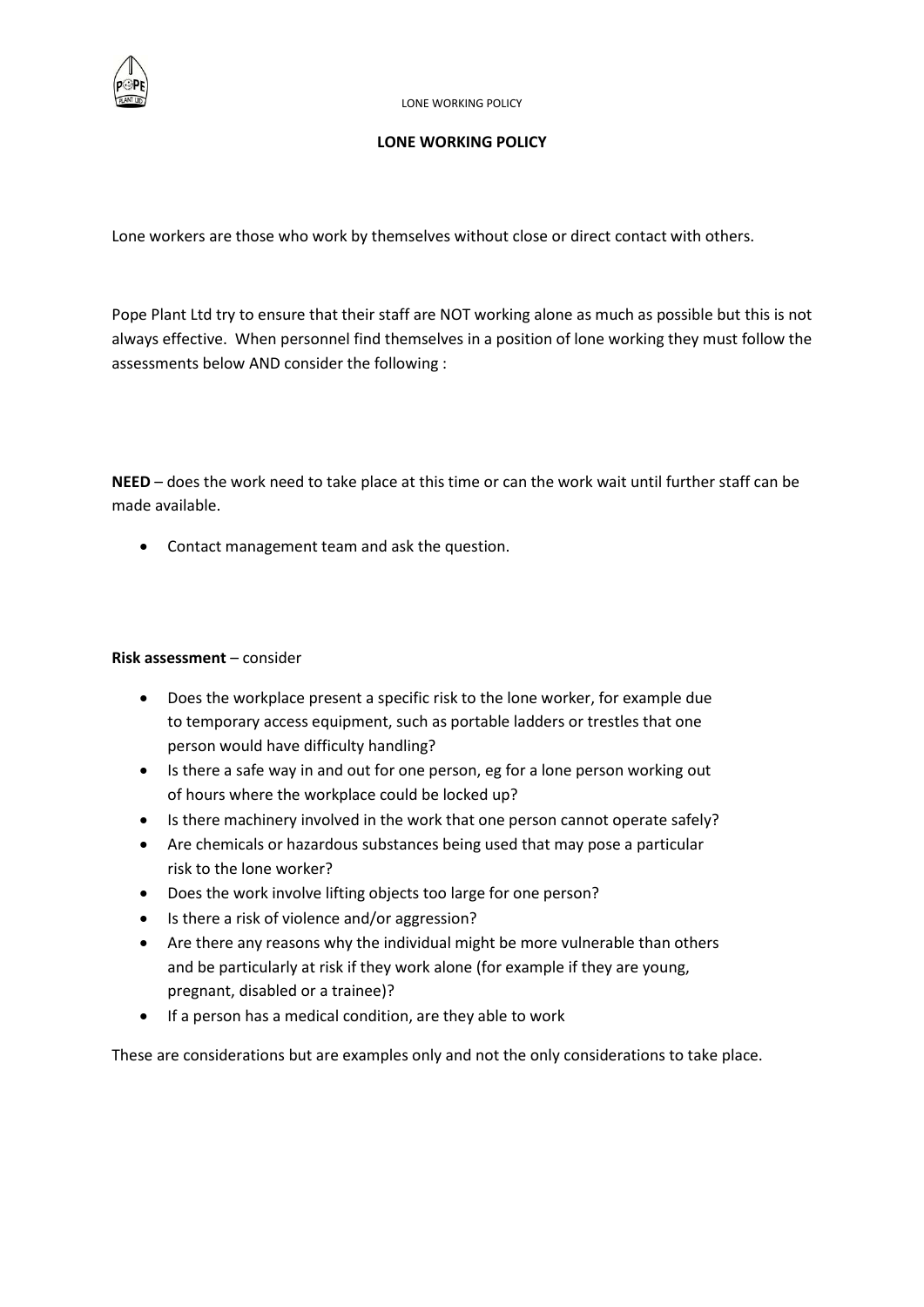# LONE WORKING POLICY

Lone workers are those who work by themselves without close or direct contact with others.

Pope Plant Ltd try to ensure that their staff are NOT working alone as much as possible but this is not always effective. When personnel find themselves in a position of lone working they must follow the assessments below AND consider the following :

**NEED** – does the work need to take place at this time or can the work wait until further staff can be made available.

- Contact management team and ask the question.

**Risk assessment** – consider

- Does the workplace present a specific risk to the lone worker, for example due to temporary access equipment, such as portable ladders or trestles that one person would have difficulty handling?
- Is there a safe way in and out for one person, eg for a lone person working out of hours where the workplace could be locked up?
- Is there machinery involved in the work that one person cannot operate safely?
- Are chemicals or hazardous substances being used that may pose a particular risk to the lone worker?
- Does the work involve lifting objects too large for one person?
- Is there a risk of violence and/or aggression?
- Are there any reasons why the individual might be more vulnerable than others and be particularly at risk if they work alone (for example if they are young, pregnant, disabled or a trainee)?
- If a person has a medical condition, are they able to work

These are considerations but are examples only and not the only considerations to take place.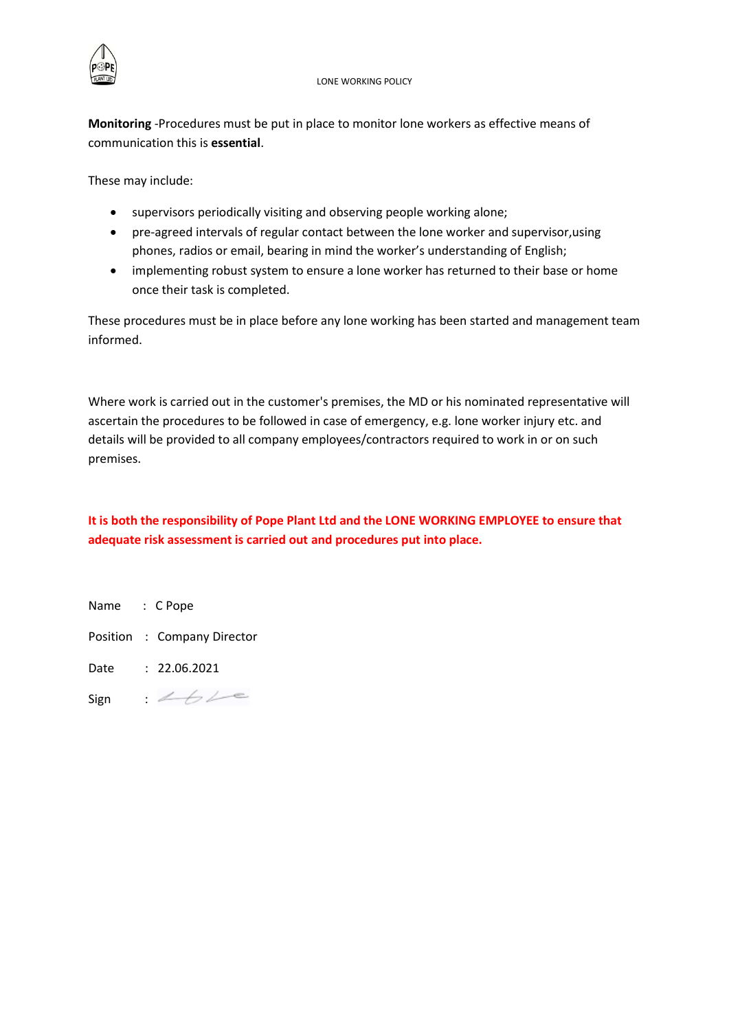**Monitoring** -Procedures must be put in place to monitor lone workers as effective means of communication this is **essential**.

These may include:

- supervisors periodically visiting and observing people working alone;
- pre-agreed intervals of regular contact between the lone worker and supervisor,using phones, radios or email, bearing in mind the worker's understanding of English;
- implementing robust system to ensure a lone worker has returned to their base or home once their task is completed.

These procedures must be in place before any lone working has been started and management team informed.

Where work is carried out in the customer's premises, the MD or his nominated representative will ascertain the procedures to be followed in case of emergency, e.g. lone worker injury etc. and details will be provided to all company employees/contractors required to work in or on such premises.

**It is both the responsibility of Pope Plant Ltd and the LONE WORKING EMPLOYEE to ensure that adequate risk assessment is carried out and procedures put into place.**

Name : C Pope

Position : Company Director

Date : 22.06.2021

Sign :